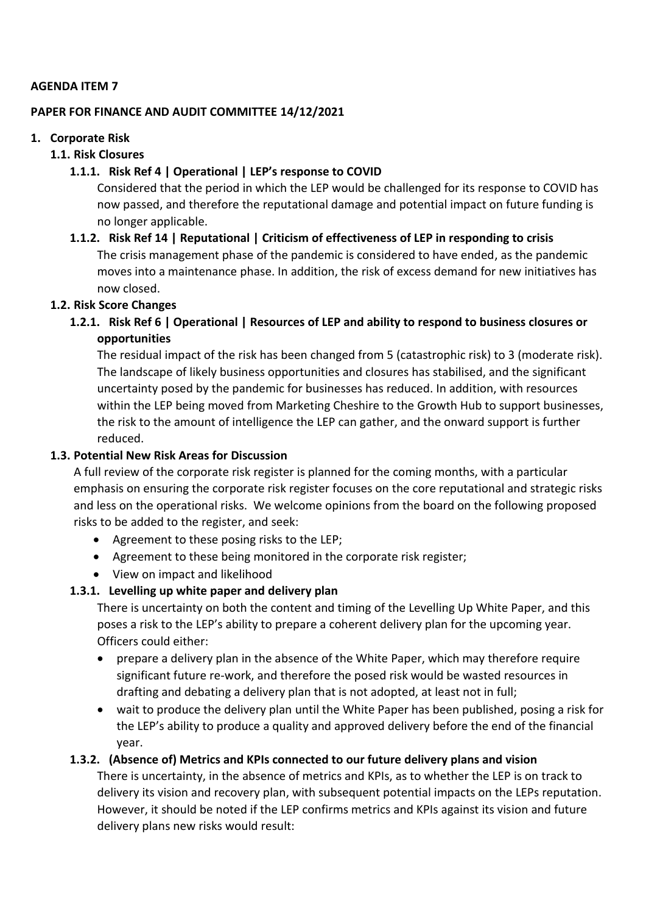**AGENDA ITEM 7**

**PAPER FOR FINANCE AND AUDIT COMMITTEE 14/12/2021**

## 1. Corporate Risk

### 1.1. Risk Closures

#### 1.1.1. Risk Ref 4 | Operational | LEP's response to COVID

Considered that the period in which the LEP would be challenged for its response to COVID has now passed, and therefore the reputational damage and potential impact on future funding is no longer applicable.

#### 1.1.2. Risk Ref 14 | Reputational | Criticism of effectiveness of LEP in responding to crisis

The crisis management phase of the pandemic is considered to have ended, as the pandemic moves into a maintenance phase. In addition, the risk of excess demand for new initiatives has now closed.

### 1.2. Risk Score Changes

#### 1.2.1. Risk Ref 6 | Operational | Resources of LEP and ability to respond to business closures or opportunities

The residual impact of the risk has been changed from 5 (catastrophic risk) to 3 (moderate risk). The landscape of likely business opportunities and closures has stabilised, and the significant uncertainty posed by the pandemic for businesses has reduced. In addition, with resources within the LEP being moved from Marketing Cheshire to the Growth Hub to support businesses, the risk to the amount of intelligence the LEP can gather, and the onward support is further reduced.

### 1.3. Potential New Risk Areas for Discussion

A full review of the corporate risk register is planned for the coming months, with a particular emphasis on ensuring the corporate risk register focuses on the core reputational and strategic risks and less on the operational risks. We welcome opinions from the board on the following proposed risks to be added to the register, and seek:

- Agreement to these posing risks to the LEP;
- Agreement to these being monitored in the corporate risk register;
- View on impact and likelihood

#### 1.3.1. Levelling up white paper and delivery plan

There is uncertainty on both the content and timing of the Levelling Up White Paper, and this poses a risk to the LEP's ability to prepare a coherent delivery plan for the upcoming year. Officers could either:

- prepare a delivery plan in the absence of the White Paper, which may therefore require significant future re-work, and therefore the posed risk would be wasted resources in drafting and debating a delivery plan that is not adopted, at least not in full;
- wait to produce the delivery plan until the White Paper has been published, posing a risk for the LEP's ability to produce a quality and approved delivery before the end of the financial year.

#### 1.3.2. (Absence of) Metrics and KPIs connected to our future delivery plans and vision

There is uncertainty, in the absence of metrics and KPIs, as to whether the LEP is on track to delivery its vision and recovery plan, with subsequent potential impacts on the LEPs reputation. However, it should be noted if the LEP confirms metrics and KPIs against its vision and future delivery plans new risks would result: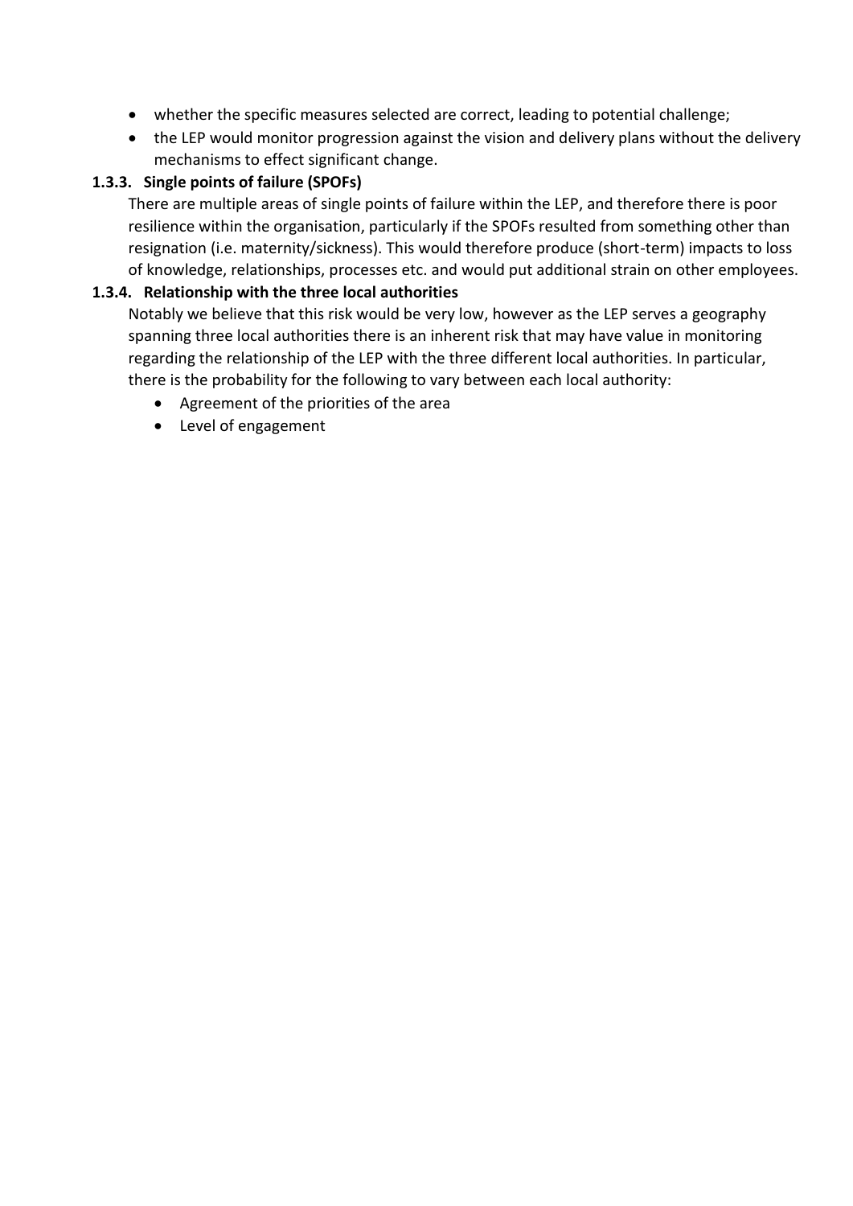- whether the specific measures selected are correct, leading to potential challenge;
- the LEP would monitor progression against the vision and delivery plans without the delivery mechanisms to effect significant change.

### 1.3.3. Single points of failure (SPOFs)

There are multiple areas of single points of failure within the LEP, and therefore there is poor resilience within the organisation, particularly if the SPOFs resulted from something other than resignation (i.e. maternity/sickness). This would therefore produce (short-term) impacts to loss of knowledge, relationships, processes etc. and would put additional strain on other employees.

### 1.3.4. Relationship with the three local authorities

Notably we believe that this risk would be very low, however as the LEP serves a geography spanning three local authorities there is an inherent risk that may have value in monitoring regarding the relationship of the LEP with the three different local authorities. In particular, there is the probability for the following to vary between each local authority:

- Agreement of the priorities of the area
- Level of engagement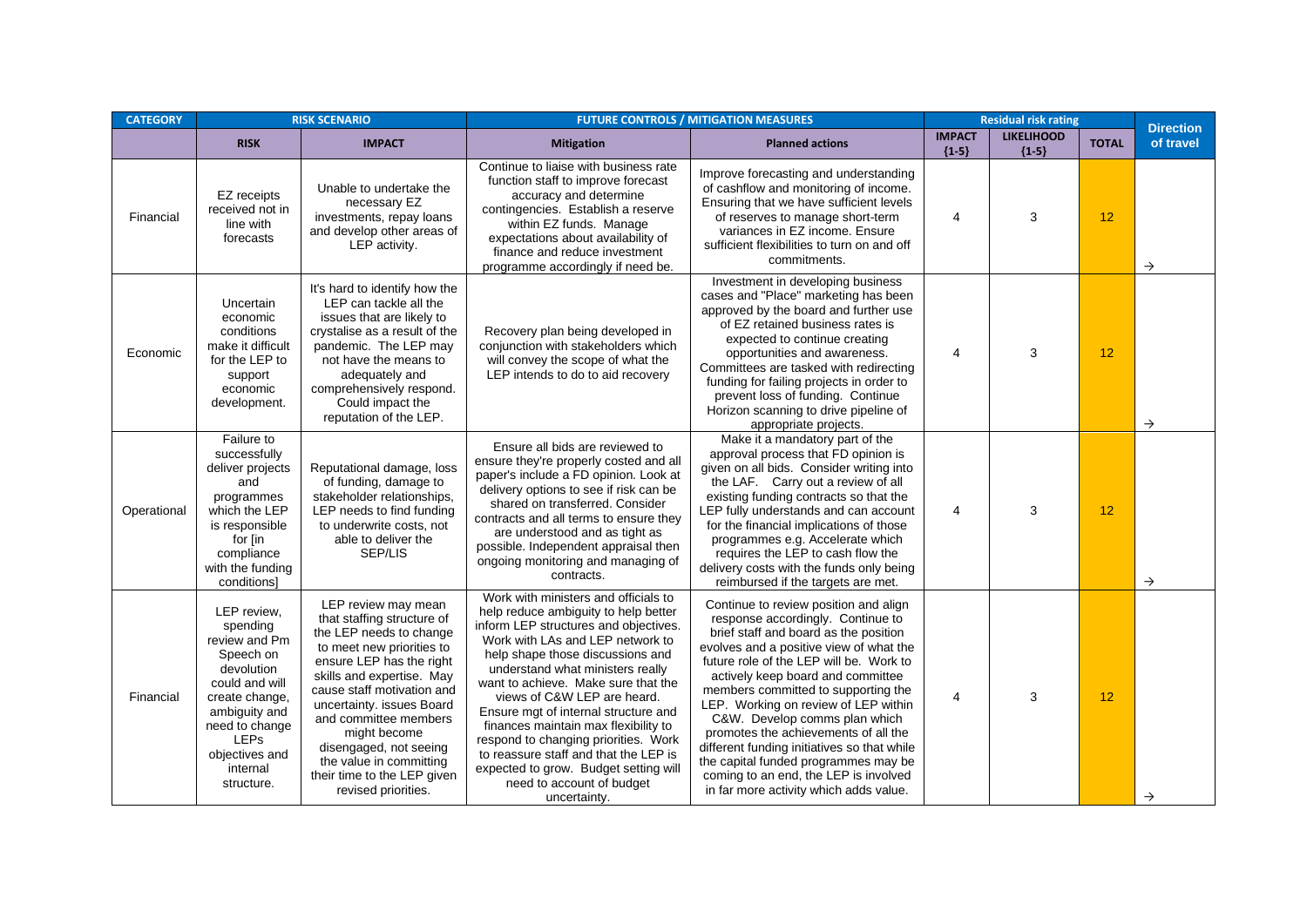| CATEGORY | RISK SCENARIO | | FUTURE CONTROLS / MITIGATION MEASURES | | Residual risk rating | | | Direction of travel |
|---|---|---|---|---|---|---|---|---|
| | RISK | IMPACT | Mitigation | Planned actions | IMPACT {1-5} | LIKELIHOOD {1-5} | TOTAL | |
| Financial | EZ receipts received not in line with forecasts | Unable to undertake the necessary EZ investments, repay loans and develop other areas of LEP activity. | Continue to liaise with business rate function staff to improve forecast accuracy and determine contingencies. Establish a reserve within EZ funds. Manage expectations about availability of finance and reduce investment programme accordingly if need be. | Improve forecasting and understanding of cashflow and monitoring of income. Ensuring that we have sufficient levels of reserves to manage short-term variances in EZ income. Ensure sufficient flexibilities to turn on and off commitments. | 4 | 3 | 12 | → |
| Economic | Uncertain economic conditions make it difficult for the LEP to support economic development. | It's hard to identify how the LEP can tackle all the issues that are likely to crystalise as a result of the pandemic. The LEP may not have the means to adequately and comprehensively respond. Could impact the reputation of the LEP. | Recovery plan being developed in conjunction with stakeholders which will convey the scope of what the LEP intends to do to aid recovery | Investment in developing business cases and "Place" marketing has been approved by the board and further use of EZ retained business rates is expected to continue creating opportunities and awareness. Committees are tasked with redirecting funding for failing projects in order to prevent loss of funding. Continue Horizon scanning to drive pipeline of appropriate projects. | 4 | 3 | 12 | → |
| Operational | Failure to successfully deliver projects and programmes which the LEP is responsible for [in compliance with the funding conditions] | Reputational damage, loss of funding, damage to stakeholder relationships, LEP needs to find funding to underwrite costs, not able to deliver the SEP/LIS | Ensure all bids are reviewed to ensure they're properly costed and all paper's include a FD opinion. Look at delivery options to see if risk can be shared on transferred. Consider contracts and all terms to ensure they are understood and as tight as possible. Independent appraisal then ongoing monitoring and managing of contracts. | Make it a mandatory part of the approval process that FD opinion is given on all bids. Consider writing into the LAF. Carry out a review of all existing funding contracts so that the LEP fully understands and can account for the financial implications of those programmes e.g. Accelerate which requires the LEP to cash flow the delivery costs with the funds only being reimbursed if the targets are met. | 4 | 3 | 12 | → |
| Financial | LEP review, spending review and Pm Speech on devolution could and will create change, ambiguity and need to change LEPs objectives and internal structure. | LEP review may mean that staffing structure of the LEP needs to change to meet new priorities to ensure LEP has the right skills and expertise. May cause staff motivation and uncertainty. issues Board and committee members might become disengaged, not seeing the value in committing their time to the LEP given revised priorities. | Work with ministers and officials to help reduce ambiguity to help better inform LEP structures and objectives. Work with LAs and LEP network to help shape those discussions and understand what ministers really want to achieve. Make sure that the views of C&W LEP are heard. Ensure mgt of internal structure and finances maintain max flexibility to respond to changing priorities. Work to reassure staff and that the LEP is expected to grow. Budget setting will need to account of budget uncertainty. | Continue to review position and align response accordingly. Continue to brief staff and board as the position evolves and a positive view of what the future role of the LEP will be. Work to actively keep board and committee members committed to supporting the LEP. Working on review of LEP within C&W. Develop comms plan which promotes the achievements of all the different funding initiatives so that while the capital funded programmes may be coming to an end, the LEP is involved in far more activity which adds value. | 4 | 3 | 12 | → |